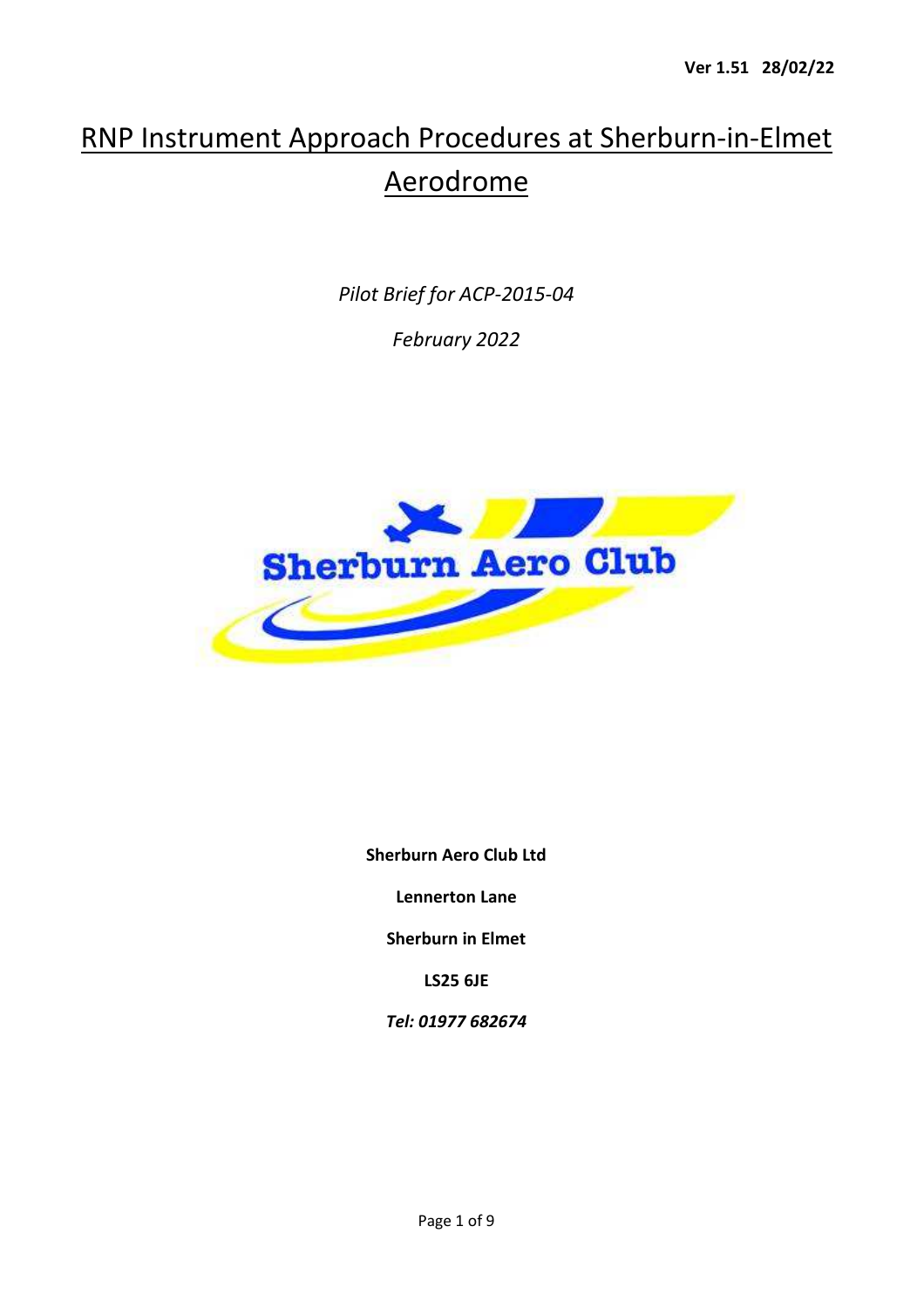Ver 1.51 28/02/22

# RNP Instrument Approach Procedures at Sherburn-in-Elmet Aerodrome

*Pilot Brief for ACP-2015-04*

*February 2022*

**Sherburn Aero Club Ltd**

**Lennerton Lane**

**Sherburn in Elmet**

**LS25 6JE**

***Tel: 01977 682674***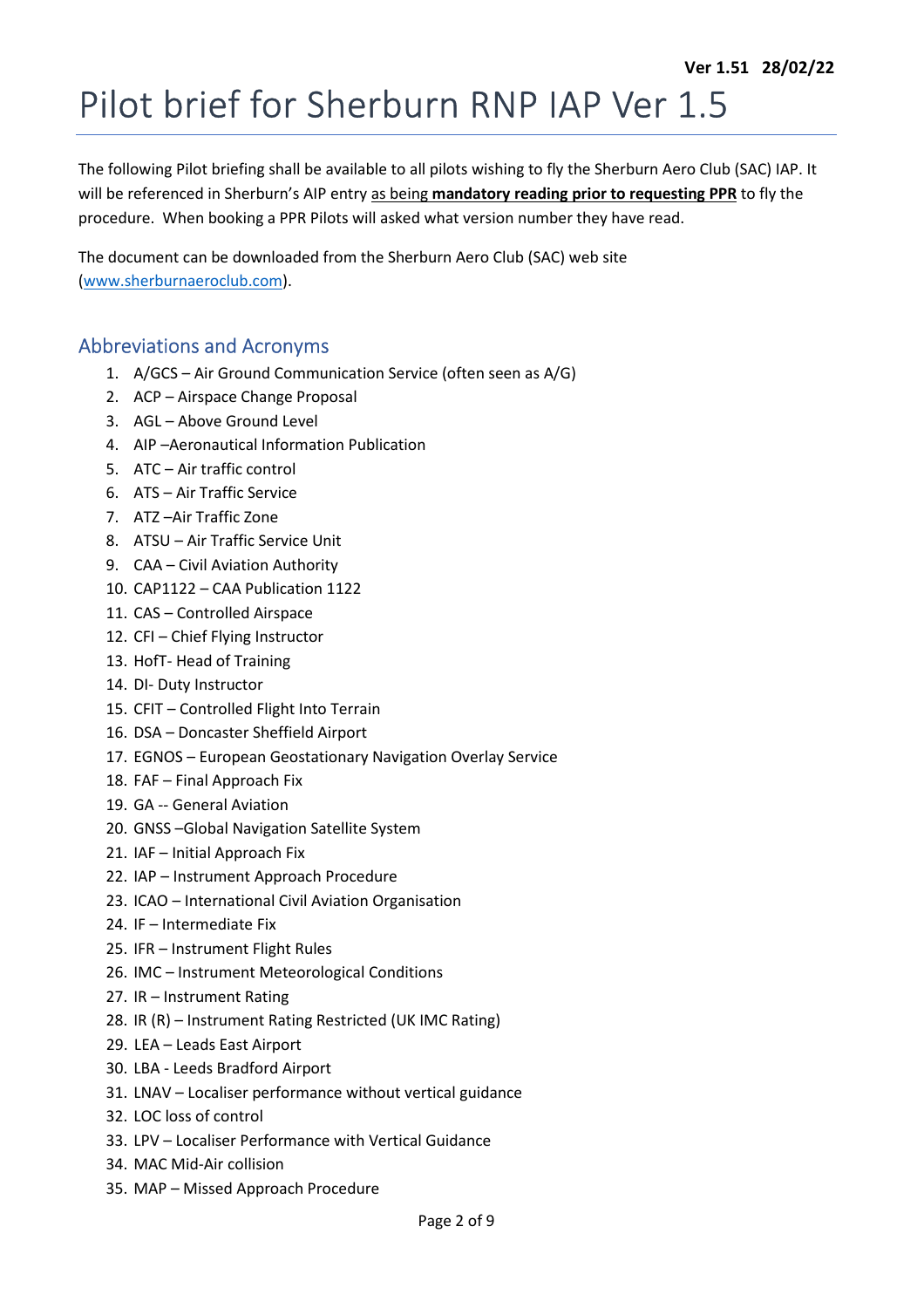Ver 1.51 28/02/22

# Pilot brief for Sherburn RNP IAP Ver 1.5

The following Pilot briefing shall be available to all pilots wishing to fly the Sherburn Aero Club (SAC) IAP. It will be referenced in Sherburn's AIP entry as being **mandatory reading prior to requesting PPR** to fly the procedure. When booking a PPR Pilots will asked what version number they have read.

The document can be downloaded from the Sherburn Aero Club (SAC) web site (www.sherburnaeroclub.com).

## Abbreviations and Acronyms

1. A/GCS – Air Ground Communication Service (often seen as A/G)
2. ACP – Airspace Change Proposal
3. AGL – Above Ground Level
4. AIP –Aeronautical Information Publication
5. ATC – Air traffic control
6. ATS – Air Traffic Service
7. ATZ –Air Traffic Zone
8. ATSU – Air Traffic Service Unit
9. CAA – Civil Aviation Authority
10. CAP1122 – CAA Publication 1122
11. CAS – Controlled Airspace
12. CFI – Chief Flying Instructor
13. HofT- Head of Training
14. DI- Duty Instructor
15. CFIT – Controlled Flight Into Terrain
16. DSA – Doncaster Sheffield Airport
17. EGNOS – European Geostationary Navigation Overlay Service
18. FAF – Final Approach Fix
19. GA -- General Aviation
20. GNSS –Global Navigation Satellite System
21. IAF – Initial Approach Fix
22. IAP – Instrument Approach Procedure
23. ICAO – International Civil Aviation Organisation
24. IF – Intermediate Fix
25. IFR – Instrument Flight Rules
26. IMC – Instrument Meteorological Conditions
27. IR – Instrument Rating
28. IR (R) – Instrument Rating Restricted (UK IMC Rating)
29. LEA – Leads East Airport
30. LBA - Leeds Bradford Airport
31. LNAV – Localiser performance without vertical guidance
32. LOC loss of control
33. LPV – Localiser Performance with Vertical Guidance
34. MAC Mid-Air collision
35. MAP – Missed Approach Procedure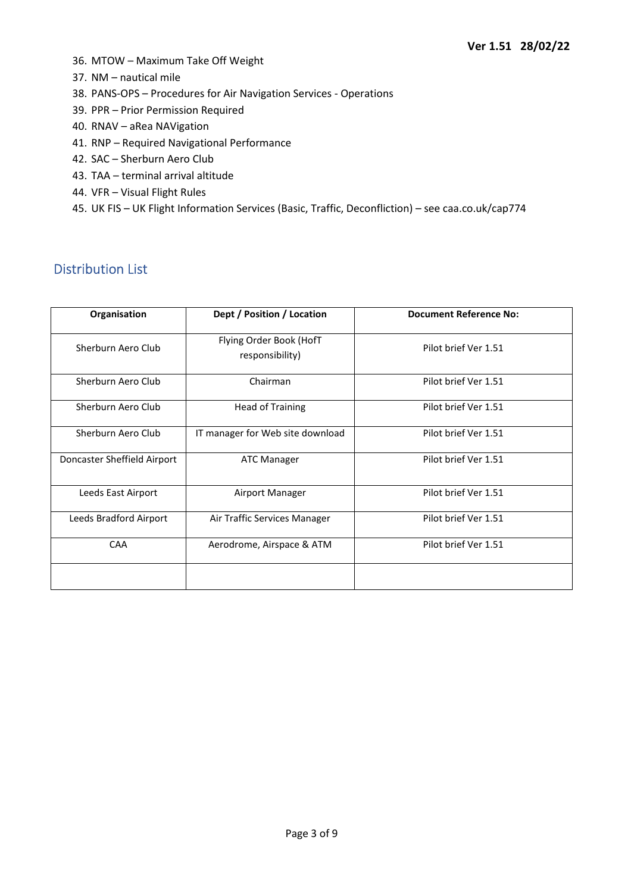36. MTOW – Maximum Take Off Weight
37. NM – nautical mile
38. PANS-OPS – Procedures for Air Navigation Services - Operations
39. PPR – Prior Permission Required
40. RNAV – aRea NAVigation
41. RNP – Required Navigational Performance
42. SAC – Sherburn Aero Club
43. TAA – terminal arrival altitude
44. VFR – Visual Flight Rules
45. UK FIS – UK Flight Information Services (Basic, Traffic, Deconfliction) – see caa.co.uk/cap774

## Distribution List

| Organisation | Dept / Position / Location | Document Reference No: |
|---|---|---|
| Sherburn Aero Club | Flying Order Book (HofT responsibility) | Pilot brief Ver 1.51 |
| Sherburn Aero Club | Chairman | Pilot brief Ver 1.51 |
| Sherburn Aero Club | Head of Training | Pilot brief Ver 1.51 |
| Sherburn Aero Club | IT manager for Web site download | Pilot brief Ver 1.51 |
| Doncaster Sheffield Airport | ATC Manager | Pilot brief Ver 1.51 |
| Leeds East Airport | Airport Manager | Pilot brief Ver 1.51 |
| Leeds Bradford Airport | Air Traffic Services Manager | Pilot brief Ver 1.51 |
| CAA | Aerodrome, Airspace & ATM | Pilot brief Ver 1.51 |
| | | |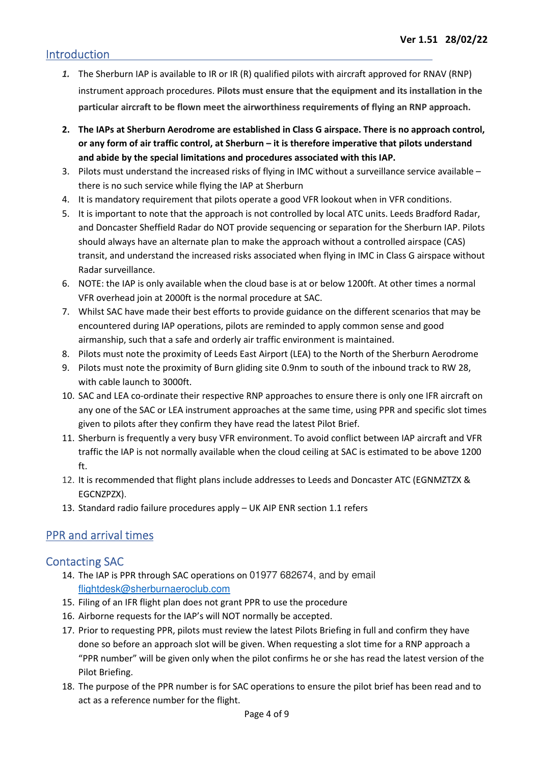## Introduction

1. The Sherburn IAP is available to IR or IR (R) qualified pilots with aircraft approved for RNAV (RNP) instrument approach procedures. **Pilots must ensure that the equipment and its installation in the particular aircraft to be flown meet the airworthiness requirements of flying an RNP approach.**
2. **The IAPs at Sherburn Aerodrome are established in Class G airspace. There is no approach control, or any form of air traffic control, at Sherburn – it is therefore imperative that pilots understand and abide by the special limitations and procedures associated with this IAP.**
3. Pilots must understand the increased risks of flying in IMC without a surveillance service available – there is no such service while flying the IAP at Sherburn
4. It is mandatory requirement that pilots operate a good VFR lookout when in VFR conditions.
5. It is important to note that the approach is not controlled by local ATC units. Leeds Bradford Radar, and Doncaster Sheffield Radar do NOT provide sequencing or separation for the Sherburn IAP. Pilots should always have an alternate plan to make the approach without a controlled airspace (CAS) transit, and understand the increased risks associated when flying in IMC in Class G airspace without Radar surveillance.
6. NOTE: the IAP is only available when the cloud base is at or below 1200ft. At other times a normal VFR overhead join at 2000ft is the normal procedure at SAC.
7. Whilst SAC have made their best efforts to provide guidance on the different scenarios that may be encountered during IAP operations, pilots are reminded to apply common sense and good airmanship, such that a safe and orderly air traffic environment is maintained.
8. Pilots must note the proximity of Leeds East Airport (LEA) to the North of the Sherburn Aerodrome
9. Pilots must note the proximity of Burn gliding site 0.9nm to south of the inbound track to RW 28, with cable launch to 3000ft.
10. SAC and LEA co-ordinate their respective RNP approaches to ensure there is only one IFR aircraft on any one of the SAC or LEA instrument approaches at the same time, using PPR and specific slot times given to pilots after they confirm they have read the latest Pilot Brief.
11. Sherburn is frequently a very busy VFR environment. To avoid conflict between IAP aircraft and VFR traffic the IAP is not normally available when the cloud ceiling at SAC is estimated to be above 1200 ft.
12. It is recommended that flight plans include addresses to Leeds and Doncaster ATC (EGNMZTZX & EGCNZPZX).
13. Standard radio failure procedures apply – UK AIP ENR section 1.1 refers

## PPR and arrival times

## Contacting SAC

14. The IAP is PPR through SAC operations on 01977 682674, and by email flightdesk@sherburnaeroclub.com
15. Filing of an IFR flight plan does not grant PPR to use the procedure
16. Airborne requests for the IAP's will NOT normally be accepted.
17. Prior to requesting PPR, pilots must review the latest Pilots Briefing in full and confirm they have done so before an approach slot will be given. When requesting a slot time for a RNP approach a "PPR number" will be given only when the pilot confirms he or she has read the latest version of the Pilot Briefing.
18. The purpose of the PPR number is for SAC operations to ensure the pilot brief has been read and to act as a reference number for the flight.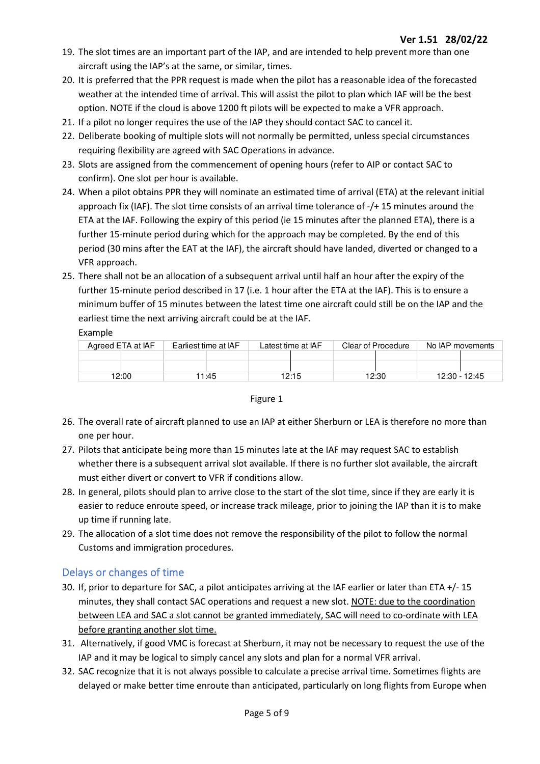Ver 1.51 28/02/22

19. The slot times are an important part of the IAP, and are intended to help prevent more than one aircraft using the IAP's at the same, or similar, times.
20. It is preferred that the PPR request is made when the pilot has a reasonable idea of the forecasted weather at the intended time of arrival. This will assist the pilot to plan which IAF will be the best option. NOTE if the cloud is above 1200 ft pilots will be expected to make a VFR approach.
21. If a pilot no longer requires the use of the IAP they should contact SAC to cancel it.
22. Deliberate booking of multiple slots will not normally be permitted, unless special circumstances requiring flexibility are agreed with SAC Operations in advance.
23. Slots are assigned from the commencement of opening hours (refer to AIP or contact SAC to confirm). One slot per hour is available.
24. When a pilot obtains PPR they will nominate an estimated time of arrival (ETA) at the relevant initial approach fix (IAF). The slot time consists of an arrival time tolerance of -/+ 15 minutes around the ETA at the IAF. Following the expiry of this period (ie 15 minutes after the planned ETA), there is a further 15-minute period during which for the approach may be completed. By the end of this period (30 mins after the EAT at the IAF), the aircraft should have landed, diverted or changed to a VFR approach.
25. There shall not be an allocation of a subsequent arrival until half an hour after the expiry of the further 15-minute period described in 17 (i.e. 1 hour after the ETA at the IAF). This is to ensure a minimum buffer of 15 minutes between the latest time one aircraft could still be on the IAP and the earliest time the next arriving aircraft could be at the IAF.

Example

| Agreed ETA at IAF | Earliest time at IAF | Latest time at IAF | Clear of Procedure | No IAP movements |
|---|---|---|---|---|
| 12:00 | 11:45 | 12:15 | 12:30 | 12:30 - 12:45 |

Figure 1

26. The overall rate of aircraft planned to use an IAP at either Sherburn or LEA is therefore no more than one per hour.
27. Pilots that anticipate being more than 15 minutes late at the IAF may request SAC to establish whether there is a subsequent arrival slot available. If there is no further slot available, the aircraft must either divert or convert to VFR if conditions allow.
28. In general, pilots should plan to arrive close to the start of the slot time, since if they are early it is easier to reduce enroute speed, or increase track mileage, prior to joining the IAP than it is to make up time if running late.
29. The allocation of a slot time does not remove the responsibility of the pilot to follow the normal Customs and immigration procedures.

## Delays or changes of time

30. If, prior to departure for SAC, a pilot anticipates arriving at the IAF earlier or later than ETA +/- 15 minutes, they shall contact SAC operations and request a new slot. <u>NOTE: due to the coordination between LEA and SAC a slot cannot be granted immediately, SAC will need to co-ordinate with LEA before granting another slot time.</u>
31. Alternatively, if good VMC is forecast at Sherburn, it may not be necessary to request the use of the IAP and it may be logical to simply cancel any slots and plan for a normal VFR arrival.
32. SAC recognize that it is not always possible to calculate a precise arrival time. Sometimes flights are delayed or make better time enroute than anticipated, particularly on long flights from Europe when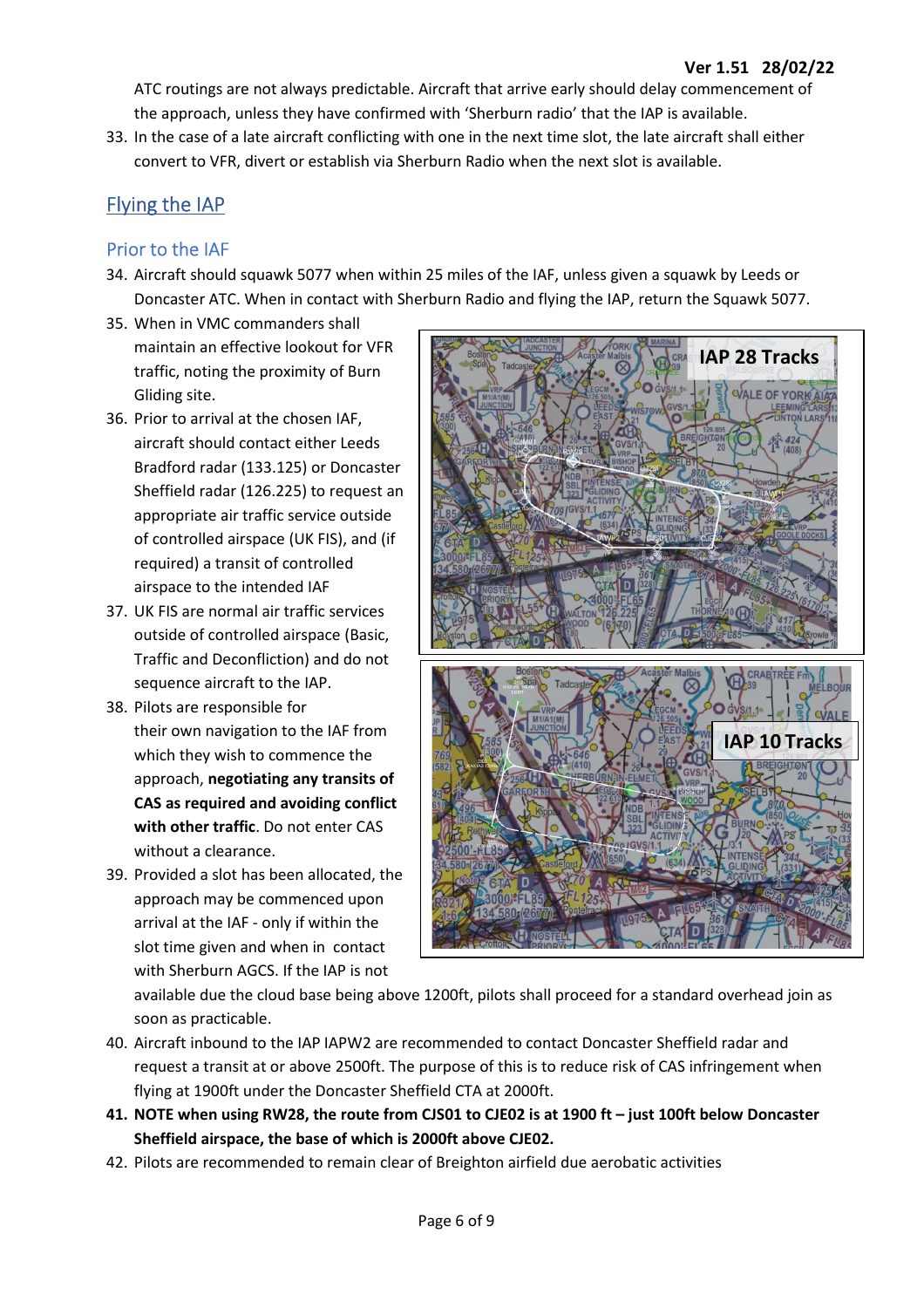ATC routings are not always predictable. Aircraft that arrive early should delay commencement of the approach, unless they have confirmed with 'Sherburn radio' that the IAP is available.

33. In the case of a late aircraft conflicting with one in the next time slot, the late aircraft shall either convert to VFR, divert or establish via Sherburn Radio when the next slot is available.

## Flying the IAP

### Prior to the IAF

34. Aircraft should squawk 5077 when within 25 miles of the IAF, unless given a squawk by Leeds or Doncaster ATC. When in contact with Sherburn Radio and flying the IAP, return the Squawk 5077.
35. When in VMC commanders shall maintain an effective lookout for VFR traffic, noting the proximity of Burn Gliding site.
36. Prior to arrival at the chosen IAF, aircraft should contact either Leeds Bradford radar (133.125) or Doncaster Sheffield radar (126.225) to request an appropriate air traffic service outside of controlled airspace (UK FIS), and (if required) a transit of controlled airspace to the intended IAF
37. UK FIS are normal air traffic services outside of controlled airspace (Basic, Traffic and Deconfliction) and do not sequence aircraft to the IAP.
38. Pilots are responsible for their own navigation to the IAF from which they wish to commence the approach, **negotiating any transits of CAS as required and avoiding conflict with other traffic**. Do not enter CAS without a clearance.
39. Provided a slot has been allocated, the approach may be commenced upon arrival at the IAF - only if within the slot time given and when in contact with Sherburn AGCS. If the IAP is not available due the cloud base being above 1200ft, pilots shall proceed for a standard overhead join as soon as practicable.
40. Aircraft inbound to the IAP IAPW2 are recommended to contact Doncaster Sheffield radar and request a transit at or above 2500ft. The purpose of this is to reduce risk of CAS infringement when flying at 1900ft under the Doncaster Sheffield CTA at 2000ft.
41. **NOTE when using RW28, the route from CJS01 to CJE02 is at 1900 ft – just 100ft below Doncaster Sheffield airspace, the base of which is 2000ft above CJE02.**
42. Pilots are recommended to remain clear of Breighton airfield due aerobatic activities

IAP 28 Tracks

IAP 10 Tracks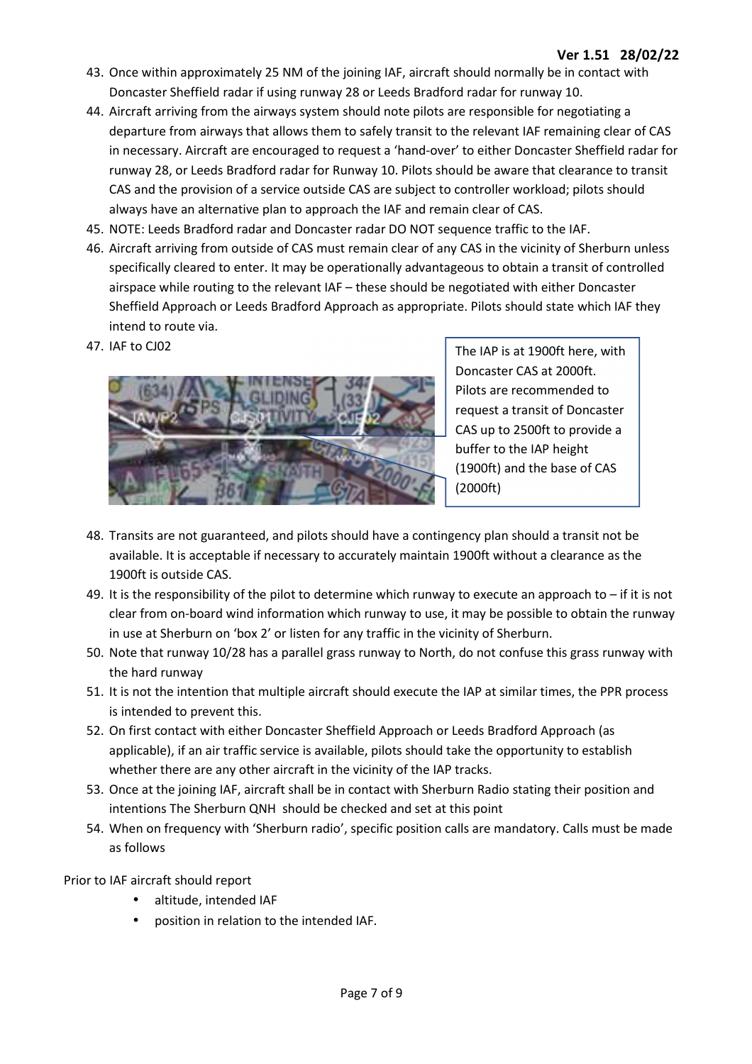43. Once within approximately 25 NM of the joining IAF, aircraft should normally be in contact with Doncaster Sheffield radar if using runway 28 or Leeds Bradford radar for runway 10.
44. Aircraft arriving from the airways system should note pilots are responsible for negotiating a departure from airways that allows them to safely transit to the relevant IAF remaining clear of CAS in necessary. Aircraft are encouraged to request a 'hand-over' to either Doncaster Sheffield radar for runway 28, or Leeds Bradford radar for Runway 10. Pilots should be aware that clearance to transit CAS and the provision of a service outside CAS are subject to controller workload; pilots should always have an alternative plan to approach the IAF and remain clear of CAS.
45. NOTE: Leeds Bradford radar and Doncaster radar DO NOT sequence traffic to the IAF.
46. Aircraft arriving from outside of CAS must remain clear of any CAS in the vicinity of Sherburn unless specifically cleared to enter. It may be operationally advantageous to obtain a transit of controlled airspace while routing to the relevant IAF – these should be negotiated with either Doncaster Sheffield Approach or Leeds Bradford Approach as appropriate. Pilots should state which IAF they intend to route via.
47. IAF to CJ02

The IAP is at 1900ft here, with Doncaster CAS at 2000ft. Pilots are recommended to request a transit of Doncaster CAS up to 2500ft to provide a buffer to the IAP height (1900ft) and the base of CAS (2000ft)

48. Transits are not guaranteed, and pilots should have a contingency plan should a transit not be available. It is acceptable if necessary to accurately maintain 1900ft without a clearance as the 1900ft is outside CAS.
49. It is the responsibility of the pilot to determine which runway to execute an approach to – if it is not clear from on-board wind information which runway to use, it may be possible to obtain the runway in use at Sherburn on 'box 2' or listen for any traffic in the vicinity of Sherburn.
50. Note that runway 10/28 has a parallel grass runway to North, do not confuse this grass runway with the hard runway
51. It is not the intention that multiple aircraft should execute the IAP at similar times, the PPR process is intended to prevent this.
52. On first contact with either Doncaster Sheffield Approach or Leeds Bradford Approach (as applicable), if an air traffic service is available, pilots should take the opportunity to establish whether there are any other aircraft in the vicinity of the IAP tracks.
53. Once at the joining IAF, aircraft shall be in contact with Sherburn Radio stating their position and intentions The Sherburn QNH should be checked and set at this point
54. When on frequency with 'Sherburn radio', specific position calls are mandatory. Calls must be made as follows

Prior to IAF aircraft should report

- altitude, intended IAF
- position in relation to the intended IAF.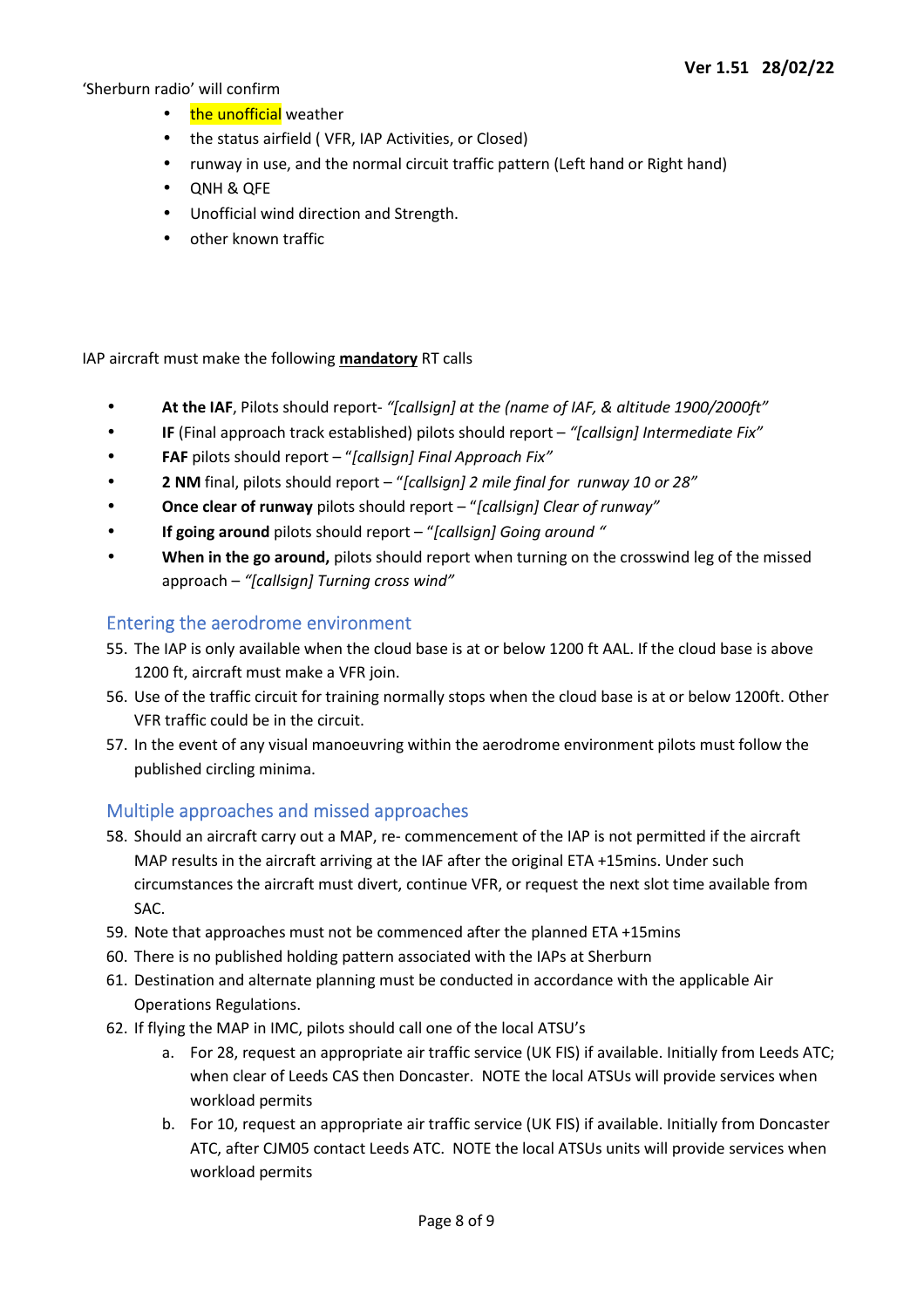'Sherburn radio' will confirm

- the unofficial weather
- the status airfield ( VFR, IAP Activities, or Closed)
- runway in use, and the normal circuit traffic pattern (Left hand or Right hand)
- QNH & QFE
- Unofficial wind direction and Strength.
- other known traffic

IAP aircraft must make the following **mandatory** RT calls

- **At the IAF**, Pilots should report- *"[callsign] at the (name of IAF, & altitude 1900/2000ft"*
- **IF** (Final approach track established) pilots should report – *"[callsign] Intermediate Fix"*
- **FAF** pilots should report – "*[callsign] Final Approach Fix"*
- **2 NM** final, pilots should report – "*[callsign] 2 mile final for runway 10 or 28"*
- **Once clear of runway** pilots should report – "*[callsign] Clear of runway"*
- **If going around** pilots should report – "*[callsign] Going around "*
- **When in the go around,** pilots should report when turning on the crosswind leg of the missed approach – *"[callsign] Turning cross wind"*

## Entering the aerodrome environment

55. The IAP is only available when the cloud base is at or below 1200 ft AAL. If the cloud base is above 1200 ft, aircraft must make a VFR join.
56. Use of the traffic circuit for training normally stops when the cloud base is at or below 1200ft. Other VFR traffic could be in the circuit.
57. In the event of any visual manoeuvring within the aerodrome environment pilots must follow the published circling minima.

## Multiple approaches and missed approaches

58. Should an aircraft carry out a MAP, re- commencement of the IAP is not permitted if the aircraft MAP results in the aircraft arriving at the IAF after the original ETA +15mins. Under such circumstances the aircraft must divert, continue VFR, or request the next slot time available from SAC.
59. Note that approaches must not be commenced after the planned ETA +15mins
60. There is no published holding pattern associated with the IAPs at Sherburn
61. Destination and alternate planning must be conducted in accordance with the applicable Air Operations Regulations.
62. If flying the MAP in IMC, pilots should call one of the local ATSU's
    a. For 28, request an appropriate air traffic service (UK FIS) if available. Initially from Leeds ATC; when clear of Leeds CAS then Doncaster. NOTE the local ATSUs will provide services when workload permits
    b. For 10, request an appropriate air traffic service (UK FIS) if available. Initially from Doncaster ATC, after CJM05 contact Leeds ATC. NOTE the local ATSUs units will provide services when workload permits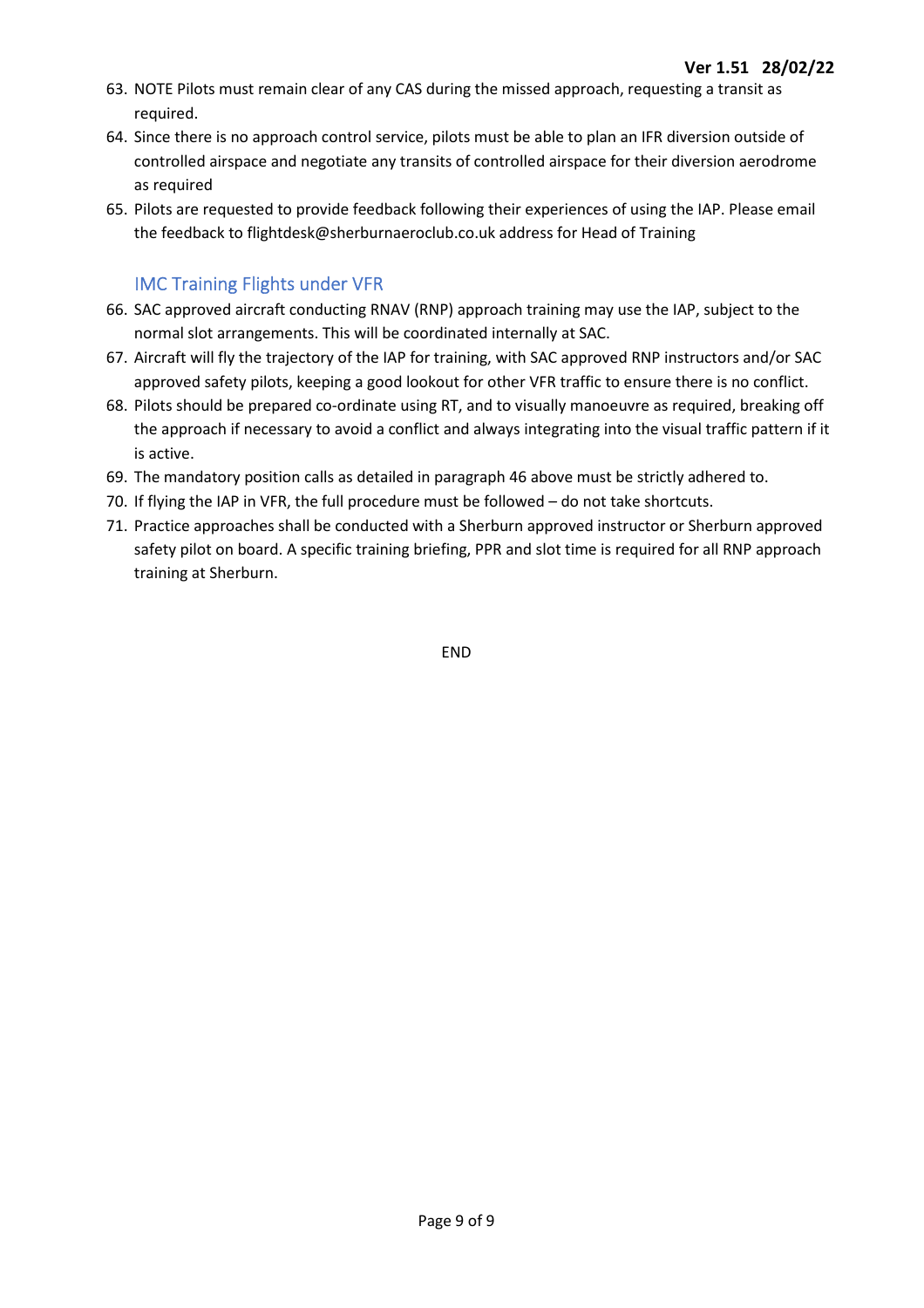63. NOTE Pilots must remain clear of any CAS during the missed approach, requesting a transit as required.
64. Since there is no approach control service, pilots must be able to plan an IFR diversion outside of controlled airspace and negotiate any transits of controlled airspace for their diversion aerodrome as required
65. Pilots are requested to provide feedback following their experiences of using the IAP. Please email the feedback to flightdesk@sherburnaeroclub.co.uk address for Head of Training

## IMC Training Flights under VFR

66. SAC approved aircraft conducting RNAV (RNP) approach training may use the IAP, subject to the normal slot arrangements. This will be coordinated internally at SAC.
67. Aircraft will fly the trajectory of the IAP for training, with SAC approved RNP instructors and/or SAC approved safety pilots, keeping a good lookout for other VFR traffic to ensure there is no conflict.
68. Pilots should be prepared co-ordinate using RT, and to visually manoeuvre as required, breaking off the approach if necessary to avoid a conflict and always integrating into the visual traffic pattern if it is active.
69. The mandatory position calls as detailed in paragraph 46 above must be strictly adhered to.
70. If flying the IAP in VFR, the full procedure must be followed – do not take shortcuts.
71. Practice approaches shall be conducted with a Sherburn approved instructor or Sherburn approved safety pilot on board. A specific training briefing, PPR and slot time is required for all RNP approach training at Sherburn.

END